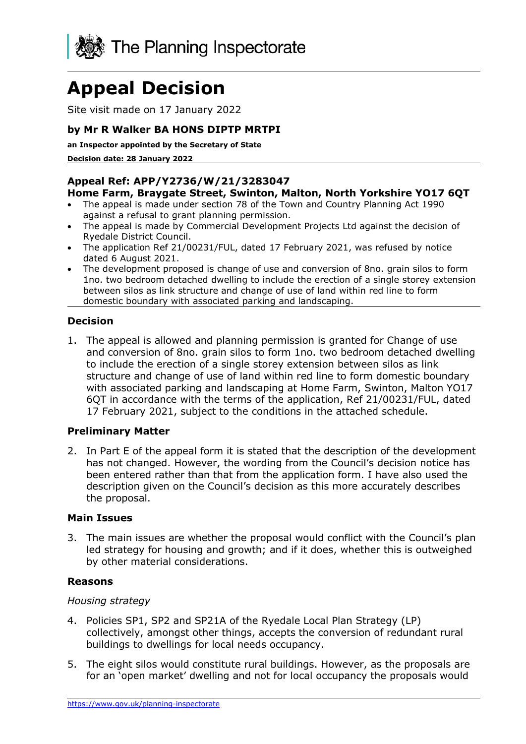The Planning Inspectorate

# Appeal Decision

Site visit made on 17 January 2022

### by Mr R Walker BA HONS DIPTP MRTPI

**an Inspector appointed by the Secretary of State**

**Decision date: 28 January 2022**

### Appeal Ref: APP/Y2736/W/21/3283047
**Home Farm, Braygate Street, Swinton, Malton, North Yorkshire YO17 6QT**

- The appeal is made under section 78 of the Town and Country Planning Act 1990 against a refusal to grant planning permission.
- The appeal is made by Commercial Development Projects Ltd against the decision of Ryedale District Council.
- The application Ref 21/00231/FUL, dated 17 February 2021, was refused by notice dated 6 August 2021.
- The development proposed is change of use and conversion of 8no. grain silos to form 1no. two bedroom detached dwelling to include the erection of a single storey extension between silos as link structure and change of use of land within red line to form domestic boundary with associated parking and landscaping.

## Decision

1. The appeal is allowed and planning permission is granted for Change of use and conversion of 8no. grain silos to form 1no. two bedroom detached dwelling to include the erection of a single storey extension between silos as link structure and change of use of land within red line to form domestic boundary with associated parking and landscaping at Home Farm, Swinton, Malton YO17 6QT in accordance with the terms of the application, Ref 21/00231/FUL, dated 17 February 2021, subject to the conditions in the attached schedule.

## Preliminary Matter

2. In Part E of the appeal form it is stated that the description of the development has not changed. However, the wording from the Council's decision notice has been entered rather than that from the application form. I have also used the description given on the Council's decision as this more accurately describes the proposal.

## Main Issues

3. The main issues are whether the proposal would conflict with the Council's plan led strategy for housing and growth; and if it does, whether this is outweighed by other material considerations.

## Reasons

*Housing strategy*

4. Policies SP1, SP2 and SP21A of the Ryedale Local Plan Strategy (LP) collectively, amongst other things, accepts the conversion of redundant rural buildings to dwellings for local needs occupancy.

5. The eight silos would constitute rural buildings. However, as the proposals are for an 'open market' dwelling and not for local occupancy the proposals would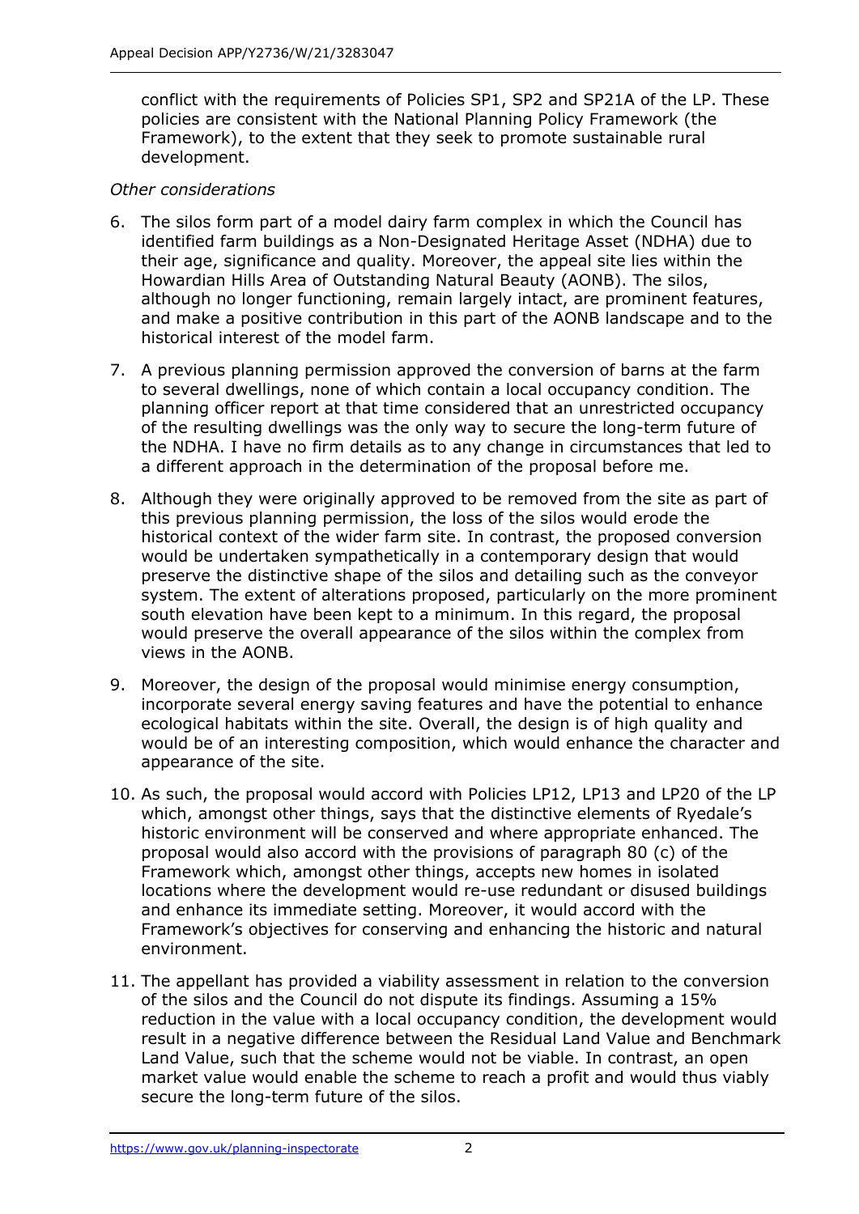conflict with the requirements of Policies SP1, SP2 and SP21A of the LP. These policies are consistent with the National Planning Policy Framework (the Framework), to the extent that they seek to promote sustainable rural development.

*Other considerations*

6. The silos form part of a model dairy farm complex in which the Council has identified farm buildings as a Non-Designated Heritage Asset (NDHA) due to their age, significance and quality. Moreover, the appeal site lies within the Howardian Hills Area of Outstanding Natural Beauty (AONB). The silos, although no longer functioning, remain largely intact, are prominent features, and make a positive contribution in this part of the AONB landscape and to the historical interest of the model farm.

7. A previous planning permission approved the conversion of barns at the farm to several dwellings, none of which contain a local occupancy condition. The planning officer report at that time considered that an unrestricted occupancy of the resulting dwellings was the only way to secure the long-term future of the NDHA. I have no firm details as to any change in circumstances that led to a different approach in the determination of the proposal before me.

8. Although they were originally approved to be removed from the site as part of this previous planning permission, the loss of the silos would erode the historical context of the wider farm site. In contrast, the proposed conversion would be undertaken sympathetically in a contemporary design that would preserve the distinctive shape of the silos and detailing such as the conveyor system. The extent of alterations proposed, particularly on the more prominent south elevation have been kept to a minimum. In this regard, the proposal would preserve the overall appearance of the silos within the complex from views in the AONB.

9. Moreover, the design of the proposal would minimise energy consumption, incorporate several energy saving features and have the potential to enhance ecological habitats within the site. Overall, the design is of high quality and would be of an interesting composition, which would enhance the character and appearance of the site.

10. As such, the proposal would accord with Policies LP12, LP13 and LP20 of the LP which, amongst other things, says that the distinctive elements of Ryedale's historic environment will be conserved and where appropriate enhanced. The proposal would also accord with the provisions of paragraph 80 (c) of the Framework which, amongst other things, accepts new homes in isolated locations where the development would re-use redundant or disused buildings and enhance its immediate setting. Moreover, it would accord with the Framework's objectives for conserving and enhancing the historic and natural environment.

11. The appellant has provided a viability assessment in relation to the conversion of the silos and the Council do not dispute its findings. Assuming a 15% reduction in the value with a local occupancy condition, the development would result in a negative difference between the Residual Land Value and Benchmark Land Value, such that the scheme would not be viable. In contrast, an open market value would enable the scheme to reach a profit and would thus viably secure the long-term future of the silos.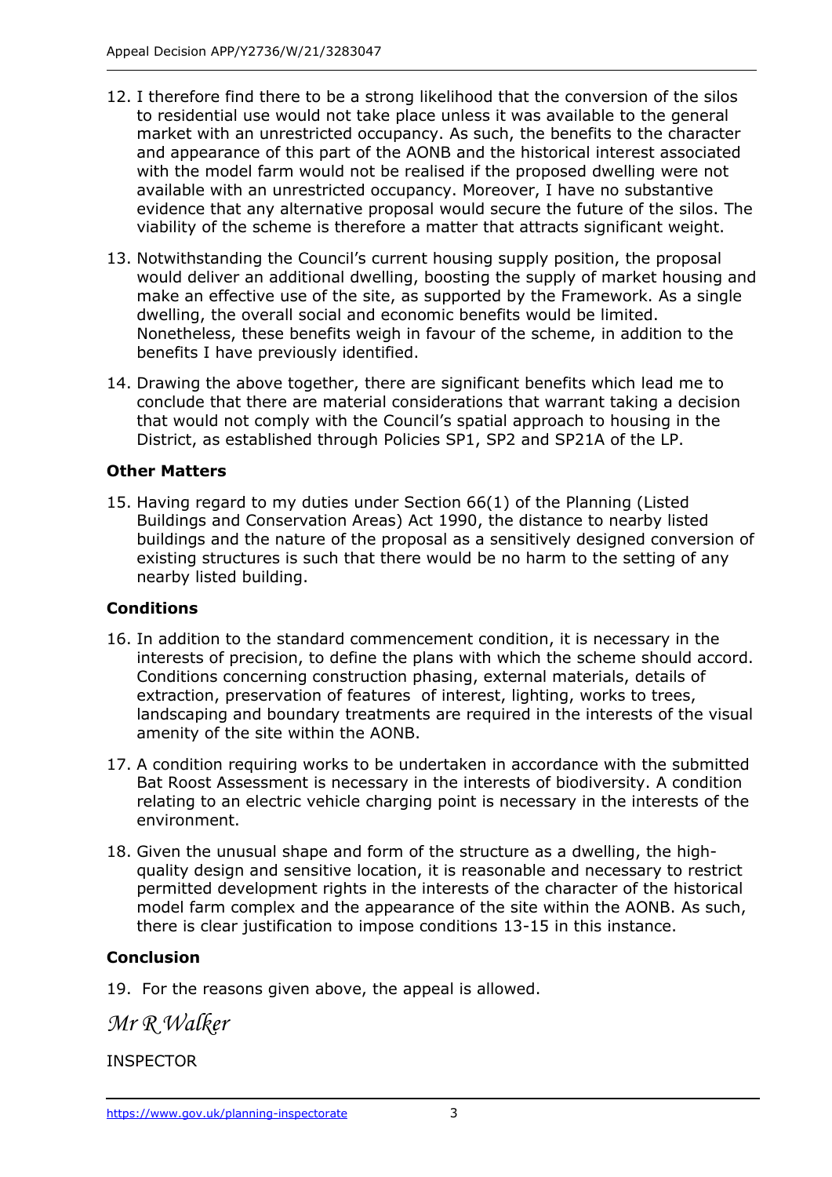12. I therefore find there to be a strong likelihood that the conversion of the silos to residential use would not take place unless it was available to the general market with an unrestricted occupancy. As such, the benefits to the character and appearance of this part of the AONB and the historical interest associated with the model farm would not be realised if the proposed dwelling were not available with an unrestricted occupancy. Moreover, I have no substantive evidence that any alternative proposal would secure the future of the silos. The viability of the scheme is therefore a matter that attracts significant weight.

13. Notwithstanding the Council's current housing supply position, the proposal would deliver an additional dwelling, boosting the supply of market housing and make an effective use of the site, as supported by the Framework. As a single dwelling, the overall social and economic benefits would be limited. Nonetheless, these benefits weigh in favour of the scheme, in addition to the benefits I have previously identified.

14. Drawing the above together, there are significant benefits which lead me to conclude that there are material considerations that warrant taking a decision that would not comply with the Council's spatial approach to housing in the District, as established through Policies SP1, SP2 and SP21A of the LP.

**Other Matters**

15. Having regard to my duties under Section 66(1) of the Planning (Listed Buildings and Conservation Areas) Act 1990, the distance to nearby listed buildings and the nature of the proposal as a sensitively designed conversion of existing structures is such that there would be no harm to the setting of any nearby listed building.

**Conditions**

16. In addition to the standard commencement condition, it is necessary in the interests of precision, to define the plans with which the scheme should accord. Conditions concerning construction phasing, external materials, details of extraction, preservation of features of interest, lighting, works to trees, landscaping and boundary treatments are required in the interests of the visual amenity of the site within the AONB.

17. A condition requiring works to be undertaken in accordance with the submitted Bat Roost Assessment is necessary in the interests of biodiversity. A condition relating to an electric vehicle charging point is necessary in the interests of the environment.

18. Given the unusual shape and form of the structure as a dwelling, the high-quality design and sensitive location, it is reasonable and necessary to restrict permitted development rights in the interests of the character of the historical model farm complex and the appearance of the site within the AONB. As such, there is clear justification to impose conditions 13-15 in this instance.

**Conclusion**

19. For the reasons given above, the appeal is allowed.

*Mr R Walker*

INSPECTOR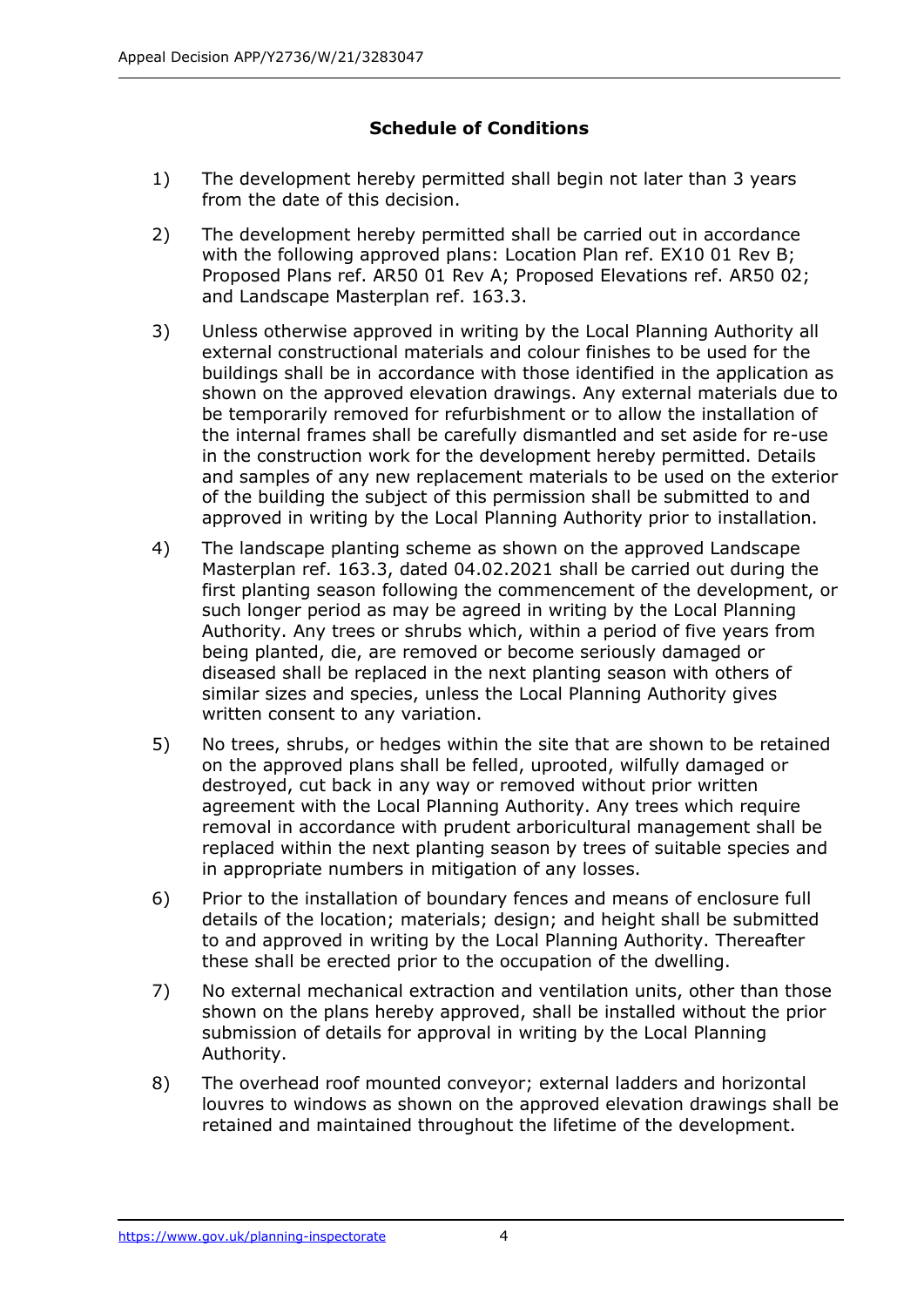## Schedule of Conditions

1) The development hereby permitted shall begin not later than 3 years from the date of this decision.

2) The development hereby permitted shall be carried out in accordance with the following approved plans: Location Plan ref. EX10 01 Rev B; Proposed Plans ref. AR50 01 Rev A; Proposed Elevations ref. AR50 02; and Landscape Masterplan ref. 163.3.

3) Unless otherwise approved in writing by the Local Planning Authority all external constructional materials and colour finishes to be used for the buildings shall be in accordance with those identified in the application as shown on the approved elevation drawings. Any external materials due to be temporarily removed for refurbishment or to allow the installation of the internal frames shall be carefully dismantled and set aside for re-use in the construction work for the development hereby permitted. Details and samples of any new replacement materials to be used on the exterior of the building the subject of this permission shall be submitted to and approved in writing by the Local Planning Authority prior to installation.

4) The landscape planting scheme as shown on the approved Landscape Masterplan ref. 163.3, dated 04.02.2021 shall be carried out during the first planting season following the commencement of the development, or such longer period as may be agreed in writing by the Local Planning Authority. Any trees or shrubs which, within a period of five years from being planted, die, are removed or become seriously damaged or diseased shall be replaced in the next planting season with others of similar sizes and species, unless the Local Planning Authority gives written consent to any variation.

5) No trees, shrubs, or hedges within the site that are shown to be retained on the approved plans shall be felled, uprooted, wilfully damaged or destroyed, cut back in any way or removed without prior written agreement with the Local Planning Authority. Any trees which require removal in accordance with prudent arboricultural management shall be replaced within the next planting season by trees of suitable species and in appropriate numbers in mitigation of any losses.

6) Prior to the installation of boundary fences and means of enclosure full details of the location; materials; design; and height shall be submitted to and approved in writing by the Local Planning Authority. Thereafter these shall be erected prior to the occupation of the dwelling.

7) No external mechanical extraction and ventilation units, other than those shown on the plans hereby approved, shall be installed without the prior submission of details for approval in writing by the Local Planning Authority.

8) The overhead roof mounted conveyor; external ladders and horizontal louvres to windows as shown on the approved elevation drawings shall be retained and maintained throughout the lifetime of the development.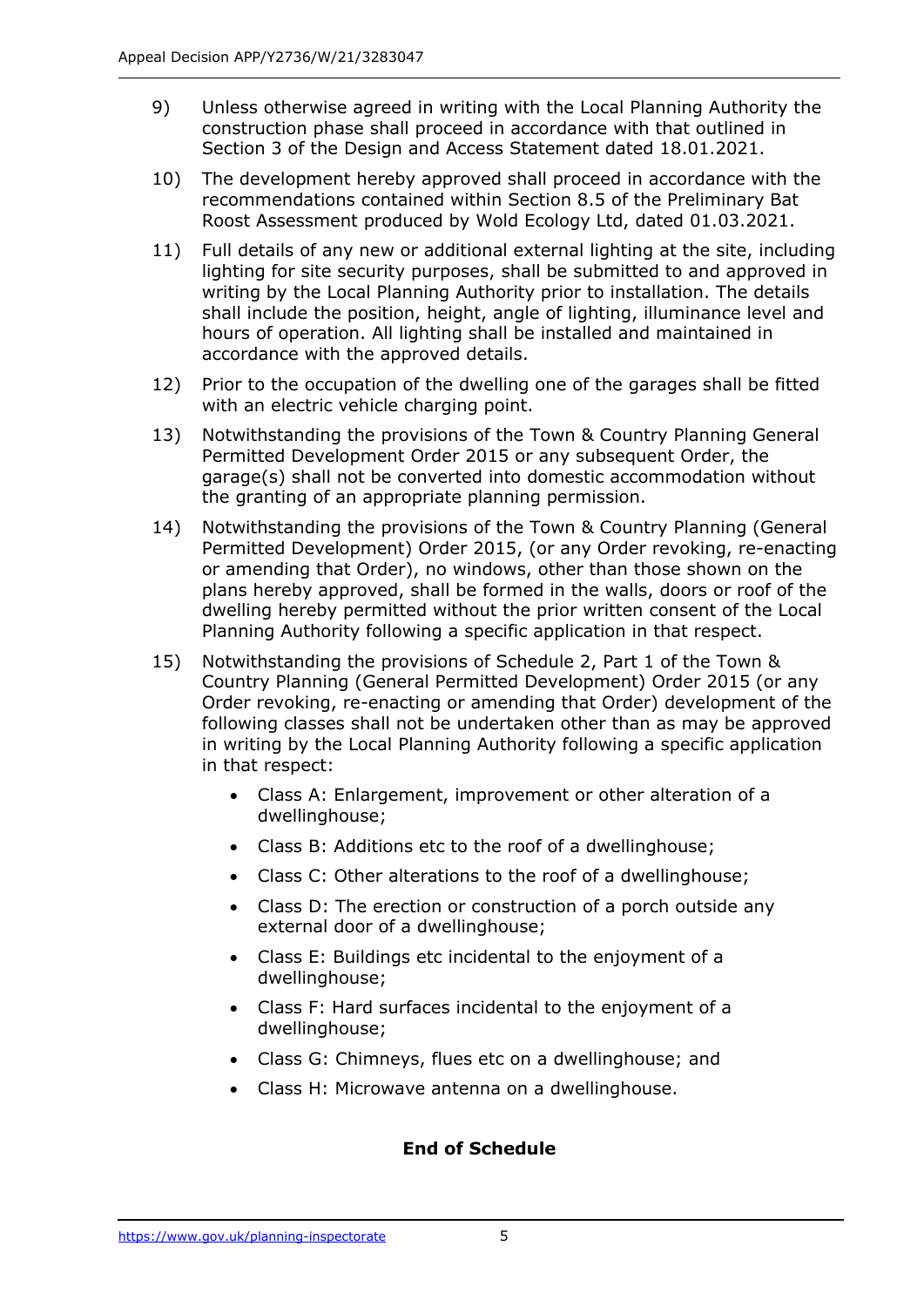9) Unless otherwise agreed in writing with the Local Planning Authority the construction phase shall proceed in accordance with that outlined in Section 3 of the Design and Access Statement dated 18.01.2021.

10) The development hereby approved shall proceed in accordance with the recommendations contained within Section 8.5 of the Preliminary Bat Roost Assessment produced by Wold Ecology Ltd, dated 01.03.2021.

11) Full details of any new or additional external lighting at the site, including lighting for site security purposes, shall be submitted to and approved in writing by the Local Planning Authority prior to installation. The details shall include the position, height, angle of lighting, illuminance level and hours of operation. All lighting shall be installed and maintained in accordance with the approved details.

12) Prior to the occupation of the dwelling one of the garages shall be fitted with an electric vehicle charging point.

13) Notwithstanding the provisions of the Town & Country Planning General Permitted Development Order 2015 or any subsequent Order, the garage(s) shall not be converted into domestic accommodation without the granting of an appropriate planning permission.

14) Notwithstanding the provisions of the Town & Country Planning (General Permitted Development) Order 2015, (or any Order revoking, re-enacting or amending that Order), no windows, other than those shown on the plans hereby approved, shall be formed in the walls, doors or roof of the dwelling hereby permitted without the prior written consent of the Local Planning Authority following a specific application in that respect.

15) Notwithstanding the provisions of Schedule 2, Part 1 of the Town & Country Planning (General Permitted Development) Order 2015 (or any Order revoking, re-enacting or amending that Order) development of the following classes shall not be undertaken other than as may be approved in writing by the Local Planning Authority following a specific application in that respect:

    - Class A: Enlargement, improvement or other alteration of a dwellinghouse;
    - Class B: Additions etc to the roof of a dwellinghouse;
    - Class C: Other alterations to the roof of a dwellinghouse;
    - Class D: The erection or construction of a porch outside any external door of a dwellinghouse;
    - Class E: Buildings etc incidental to the enjoyment of a dwellinghouse;
    - Class F: Hard surfaces incidental to the enjoyment of a dwellinghouse;
    - Class G: Chimneys, flues etc on a dwellinghouse; and
    - Class H: Microwave antenna on a dwellinghouse.

**End of Schedule**